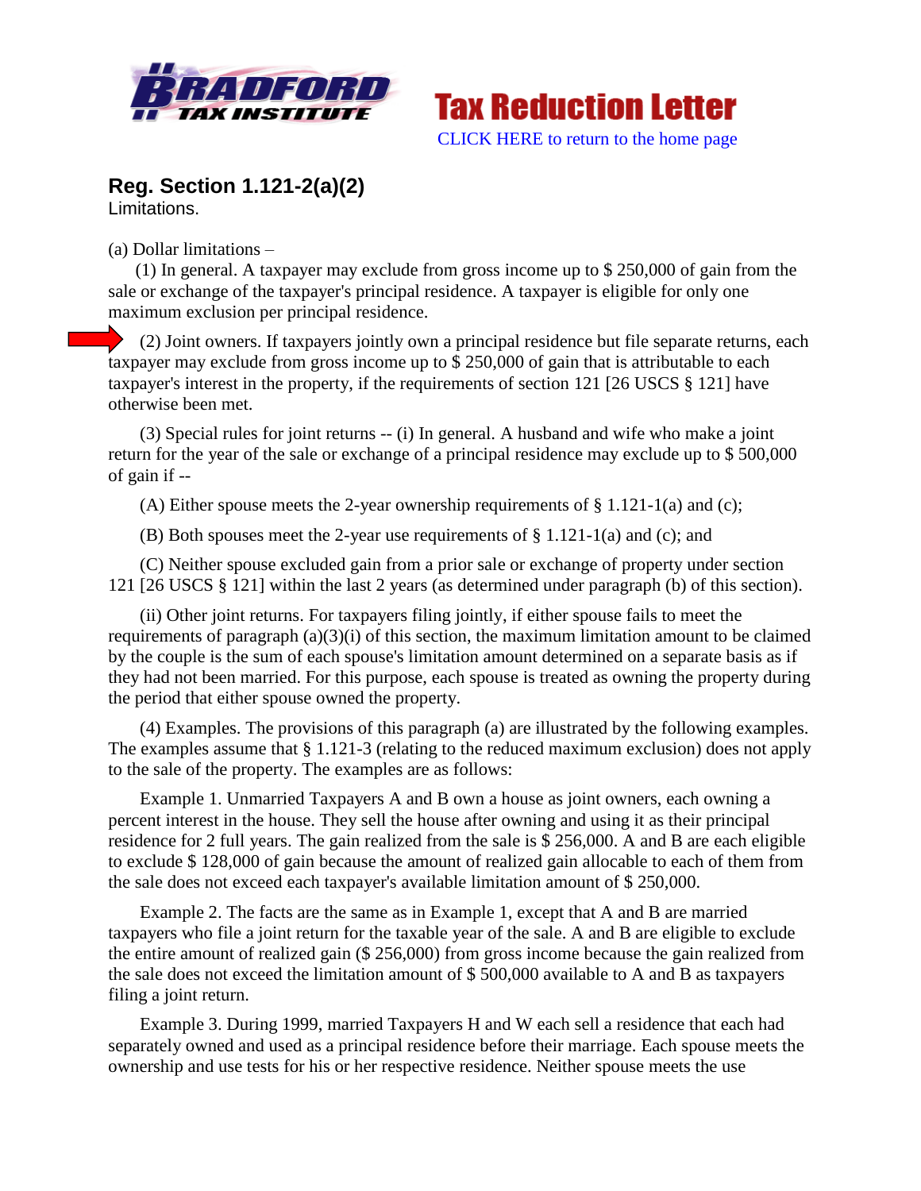Bradford Tax Institute — Tax Reduction Letter

CLICK HERE to return to the home page

## Reg. Section 1.121-2(a)(2)

Limitations.

(a) Dollar limitations –

(1) In general. A taxpayer may exclude from gross income up to $ 250,000 of gain from the sale or exchange of the taxpayer's principal residence. A taxpayer is eligible for only one maximum exclusion per principal residence.

(2) Joint owners. If taxpayers jointly own a principal residence but file separate returns, each taxpayer may exclude from gross income up to $ 250,000 of gain that is attributable to each taxpayer's interest in the property, if the requirements of section 121 [26 USCS § 121] have otherwise been met.

(3) Special rules for joint returns -- (i) In general. A husband and wife who make a joint return for the year of the sale or exchange of a principal residence may exclude up to $ 500,000 of gain if --

(A) Either spouse meets the 2-year ownership requirements of § 1.121-1(a) and (c);

(B) Both spouses meet the 2-year use requirements of § 1.121-1(a) and (c); and

(C) Neither spouse excluded gain from a prior sale or exchange of property under section 121 [26 USCS § 121] within the last 2 years (as determined under paragraph (b) of this section).

(ii) Other joint returns. For taxpayers filing jointly, if either spouse fails to meet the requirements of paragraph (a)(3)(i) of this section, the maximum limitation amount to be claimed by the couple is the sum of each spouse's limitation amount determined on a separate basis as if they had not been married. For this purpose, each spouse is treated as owning the property during the period that either spouse owned the property.

(4) Examples. The provisions of this paragraph (a) are illustrated by the following examples. The examples assume that § 1.121-3 (relating to the reduced maximum exclusion) does not apply to the sale of the property. The examples are as follows:

Example 1. Unmarried Taxpayers A and B own a house as joint owners, each owning a percent interest in the house. They sell the house after owning and using it as their principal residence for 2 full years. The gain realized from the sale is $ 256,000. A and B are each eligible to exclude $ 128,000 of gain because the amount of realized gain allocable to each of them from the sale does not exceed each taxpayer's available limitation amount of $ 250,000.

Example 2. The facts are the same as in Example 1, except that A and B are married taxpayers who file a joint return for the taxable year of the sale. A and B are eligible to exclude the entire amount of realized gain ($ 256,000) from gross income because the gain realized from the sale does not exceed the limitation amount of $ 500,000 available to A and B as taxpayers filing a joint return.

Example 3. During 1999, married Taxpayers H and W each sell a residence that each had separately owned and used as a principal residence before their marriage. Each spouse meets the ownership and use tests for his or her respective residence. Neither spouse meets the use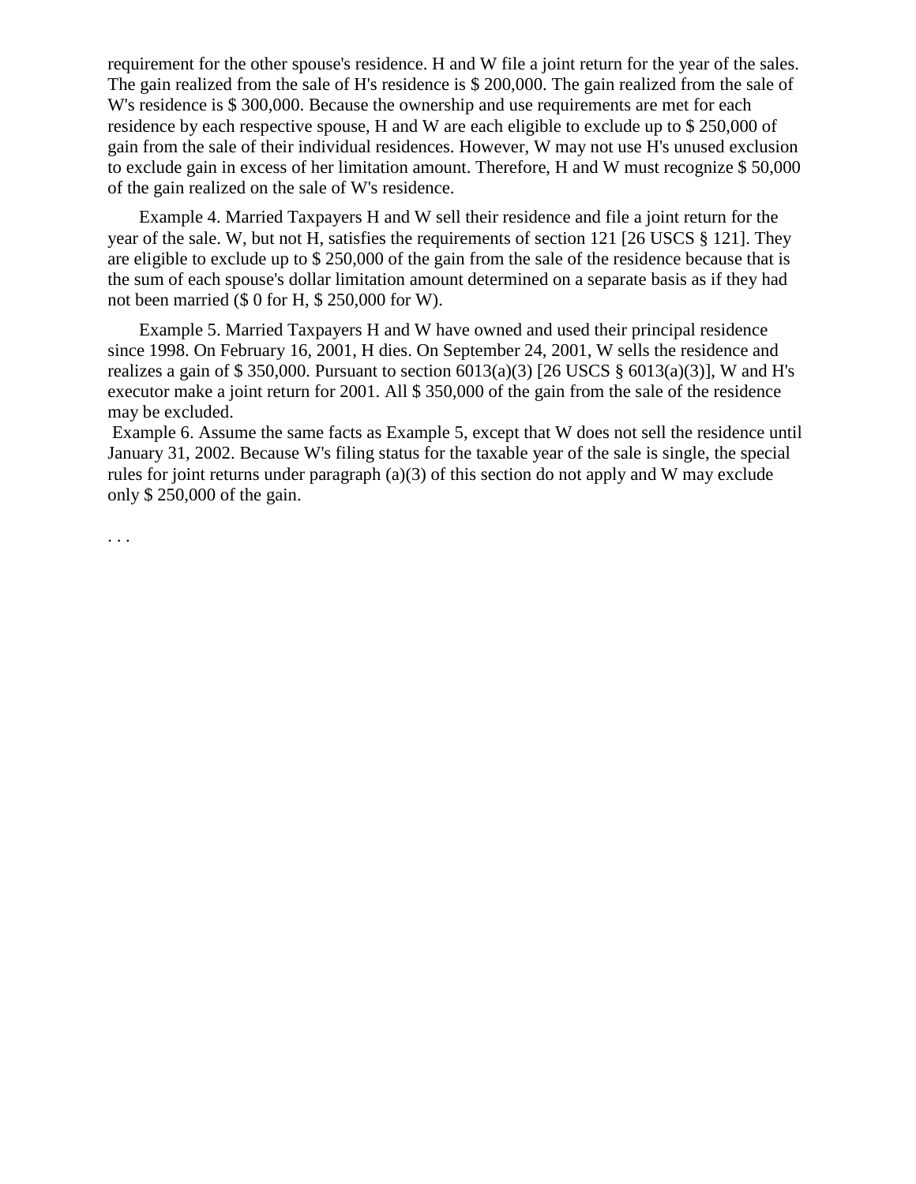requirement for the other spouse's residence. H and W file a joint return for the year of the sales. The gain realized from the sale of H's residence is $ 200,000. The gain realized from the sale of W's residence is $ 300,000. Because the ownership and use requirements are met for each residence by each respective spouse, H and W are each eligible to exclude up to $ 250,000 of gain from the sale of their individual residences. However, W may not use H's unused exclusion to exclude gain in excess of her limitation amount. Therefore, H and W must recognize $ 50,000 of the gain realized on the sale of W's residence.

Example 4. Married Taxpayers H and W sell their residence and file a joint return for the year of the sale. W, but not H, satisfies the requirements of section 121 [26 USCS § 121]. They are eligible to exclude up to $ 250,000 of the gain from the sale of the residence because that is the sum of each spouse's dollar limitation amount determined on a separate basis as if they had not been married ($ 0 for H, $ 250,000 for W).

Example 5. Married Taxpayers H and W have owned and used their principal residence since 1998. On February 16, 2001, H dies. On September 24, 2001, W sells the residence and realizes a gain of $ 350,000. Pursuant to section 6013(a)(3) [26 USCS § 6013(a)(3)], W and H's executor make a joint return for 2001. All $ 350,000 of the gain from the sale of the residence may be excluded.

Example 6. Assume the same facts as Example 5, except that W does not sell the residence until January 31, 2002. Because W's filing status for the taxable year of the sale is single, the special rules for joint returns under paragraph (a)(3) of this section do not apply and W may exclude only $ 250,000 of the gain.

. . .